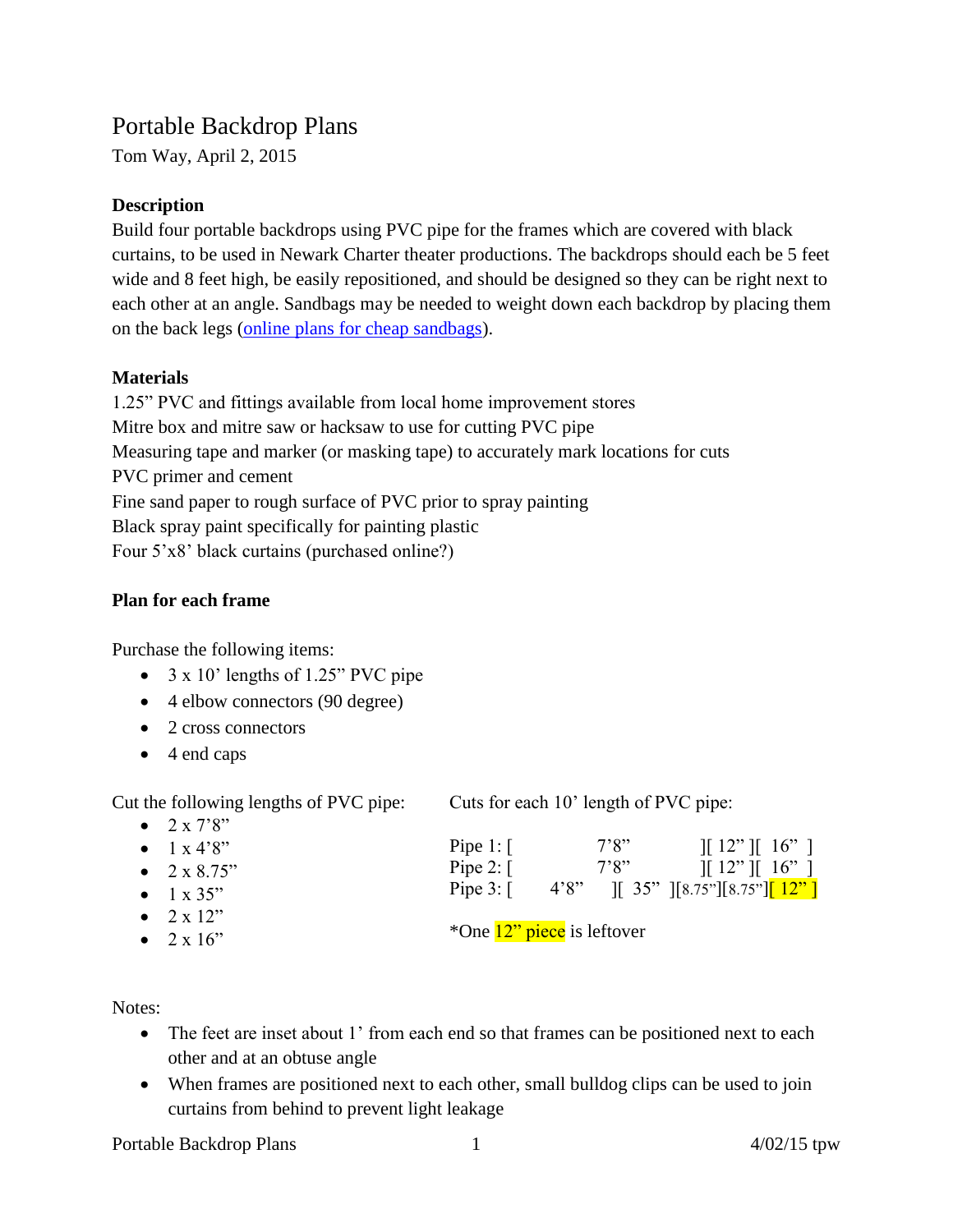# Portable Backdrop Plans

Tom Way, April 2, 2015

**Description**

Build four portable backdrops using PVC pipe for the frames which are covered with black curtains, to be used in Newark Charter theater productions. The backdrops should each be 5 feet wide and 8 feet high, be easily repositioned, and should be designed so they can be right next to each other at an angle. Sandbags may be needed to weight down each backdrop by placing them on the back legs (online plans for cheap sandbags).

**Materials**

1.25" PVC and fittings available from local home improvement stores
Mitre box and mitre saw or hacksaw to use for cutting PVC pipe
Measuring tape and marker (or masking tape) to accurately mark locations for cuts
PVC primer and cement
Fine sand paper to rough surface of PVC prior to spray painting
Black spray paint specifically for painting plastic
Four 5'x8' black curtains (purchased online?)

**Plan for each frame**

Purchase the following items:

- 3 x 10' lengths of 1.25" PVC pipe
- 4 elbow connectors (90 degree)
- 2 cross connectors
- 4 end caps

Cut the following lengths of PVC pipe:

- 2 x 7'8"
- 1 x 4'8"
- 2 x 8.75"
- 1 x 35"
- 2 x 12"
- 2 x 16"

Cuts for each 10' length of PVC pipe:

```
Pipe 1: [          7'8"          ][ 12" ][  16"  ]
Pipe 2: [          7'8"          ][ 12" ][  16"  ]
Pipe 3: [     4'8"     ][  35"  ][8.75"][8.75"][ 12" ]
```

*One 12" piece is leftover

Notes:

- The feet are inset about 1' from each end so that frames can be positioned next to each other and at an obtuse angle
- When frames are positioned next to each other, small bulldog clips can be used to join curtains from behind to prevent light leakage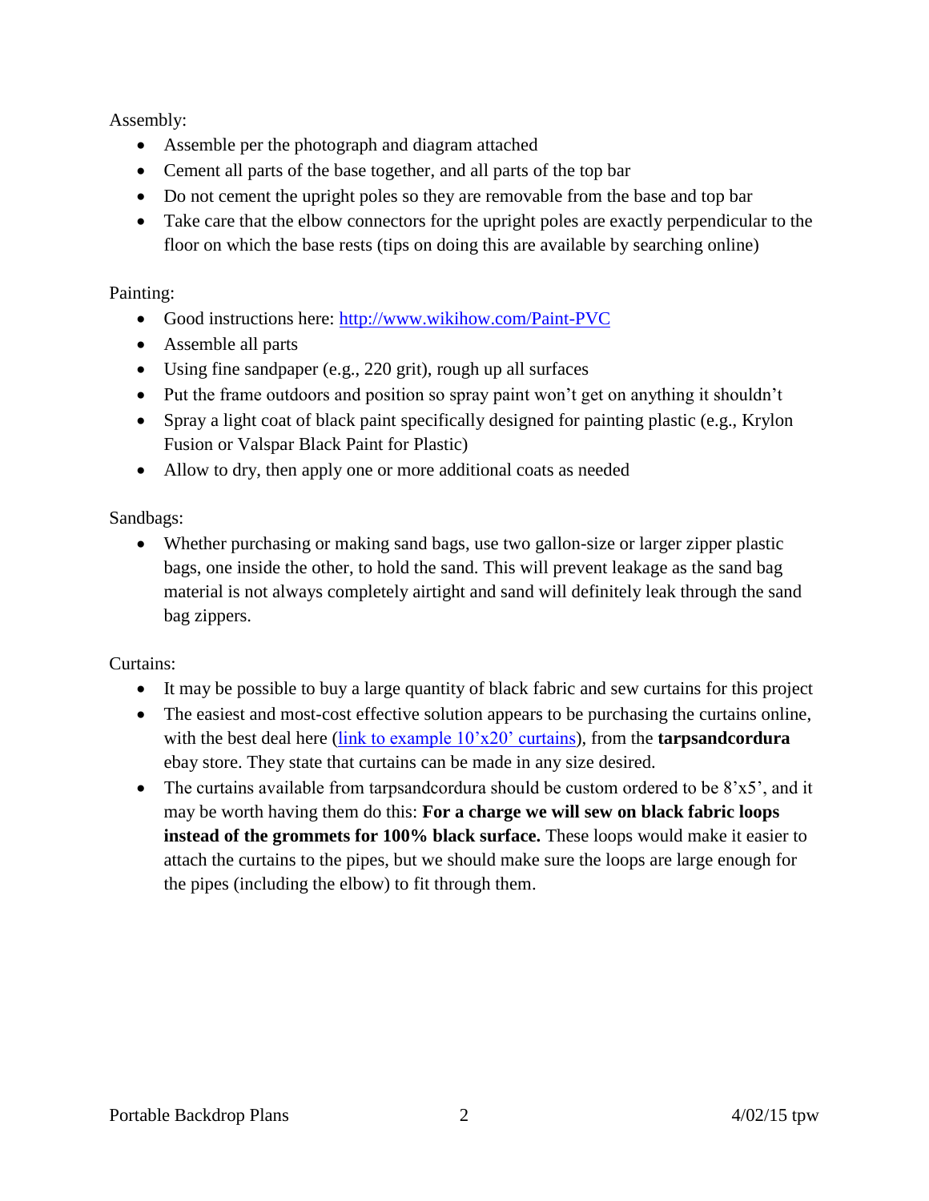Assembly:

- Assemble per the photograph and diagram attached
- Cement all parts of the base together, and all parts of the top bar
- Do not cement the upright poles so they are removable from the base and top bar
- Take care that the elbow connectors for the upright poles are exactly perpendicular to the floor on which the base rests (tips on doing this are available by searching online)

Painting:

- Good instructions here: [http://www.wikihow.com/Paint-PVC](http://www.wikihow.com/Paint-PVC)
- Assemble all parts
- Using fine sandpaper (e.g., 220 grit), rough up all surfaces
- Put the frame outdoors and position so spray paint won't get on anything it shouldn't
- Spray a light coat of black paint specifically designed for painting plastic (e.g., Krylon Fusion or Valspar Black Paint for Plastic)
- Allow to dry, then apply one or more additional coats as needed

Sandbags:

- Whether purchasing or making sand bags, use two gallon-size or larger zipper plastic bags, one inside the other, to hold the sand. This will prevent leakage as the sand bag material is not always completely airtight and sand will definitely leak through the sand bag zippers.

Curtains:

- It may be possible to buy a large quantity of black fabric and sew curtains for this project
- The easiest and most-cost effective solution appears to be purchasing the curtains online, with the best deal here (link to example 10'x20' curtains), from the **tarpsandcordura** ebay store. They state that curtains can be made in any size desired.
- The curtains available from tarpsandcordura should be custom ordered to be 8'x5', and it may be worth having them do this: **For a charge we will sew on black fabric loops instead of the grommets for 100% black surface.** These loops would make it easier to attach the curtains to the pipes, but we should make sure the loops are large enough for the pipes (including the elbow) to fit through them.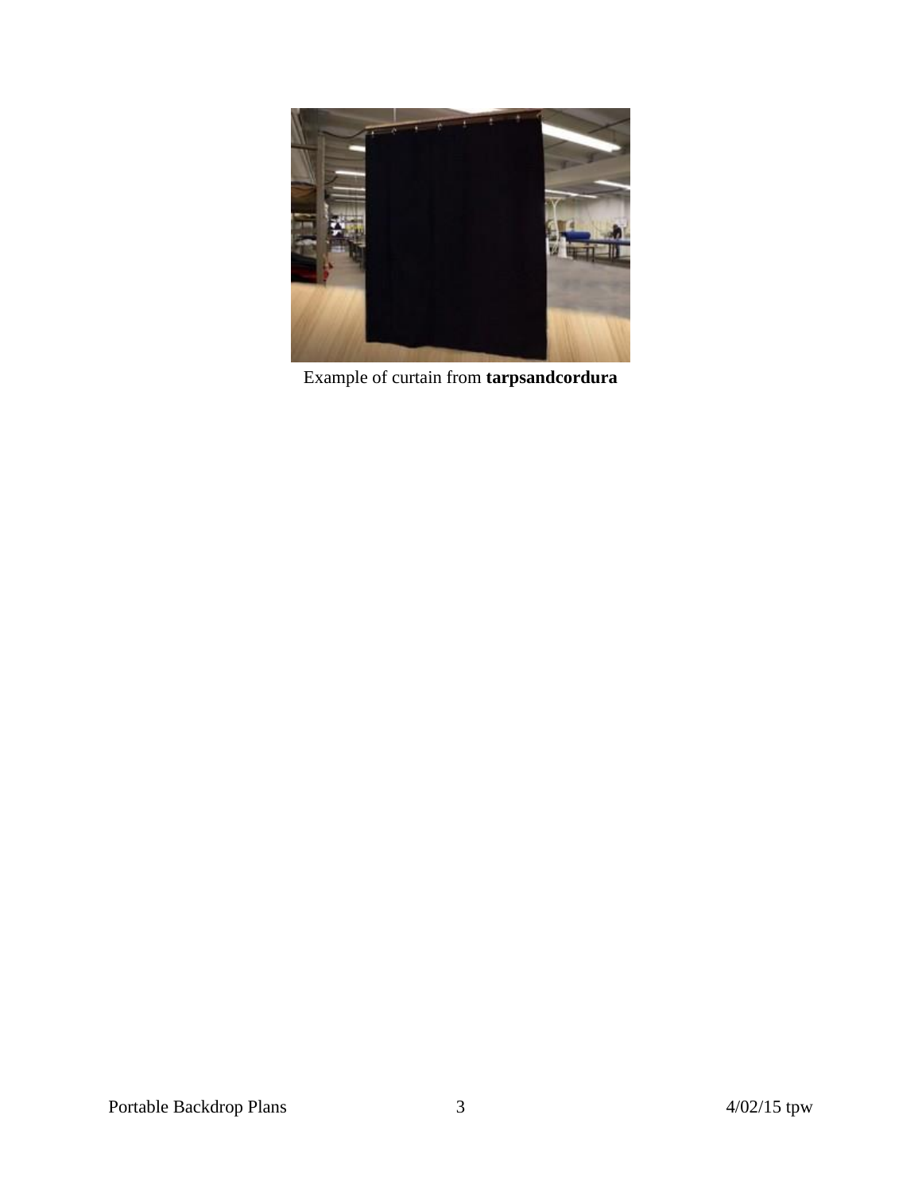Example of curtain from **tarpsandcordura**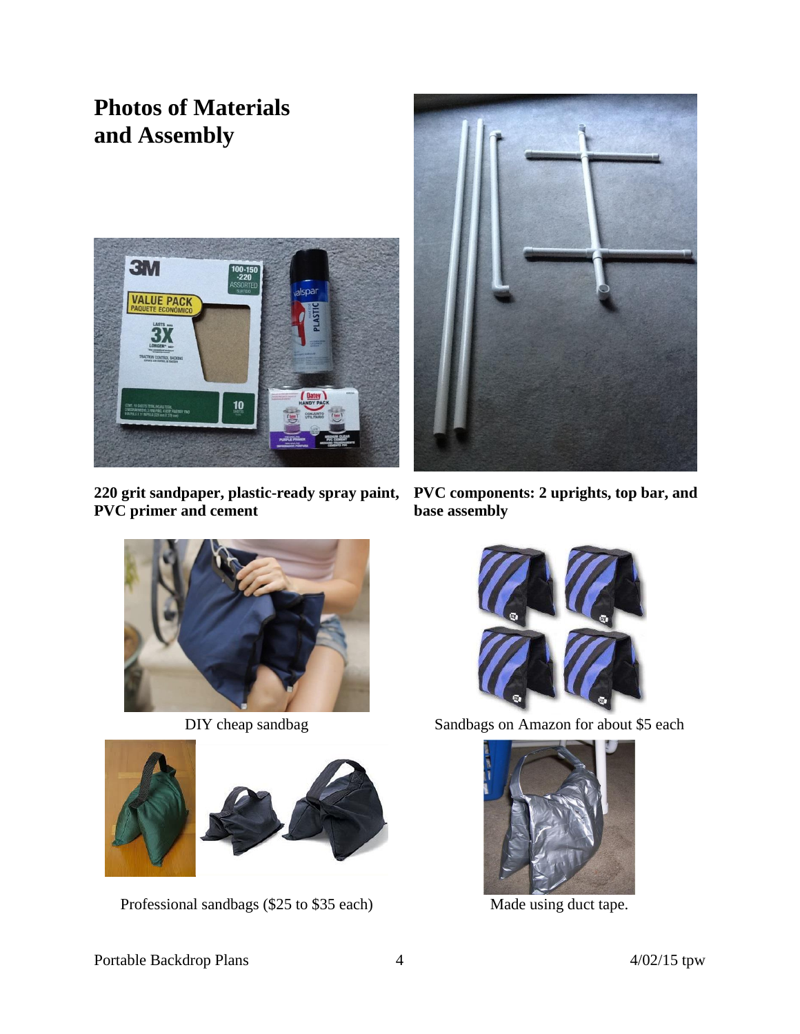# Photos of Materials and Assembly

**220 grit sandpaper, plastic-ready spray paint, PVC primer and cement**

**PVC components: 2 uprights, top bar, and base assembly**

DIY cheap sandbag

Sandbags on Amazon for about $5 each

Professional sandbags ($25 to $35 each)

Made using duct tape.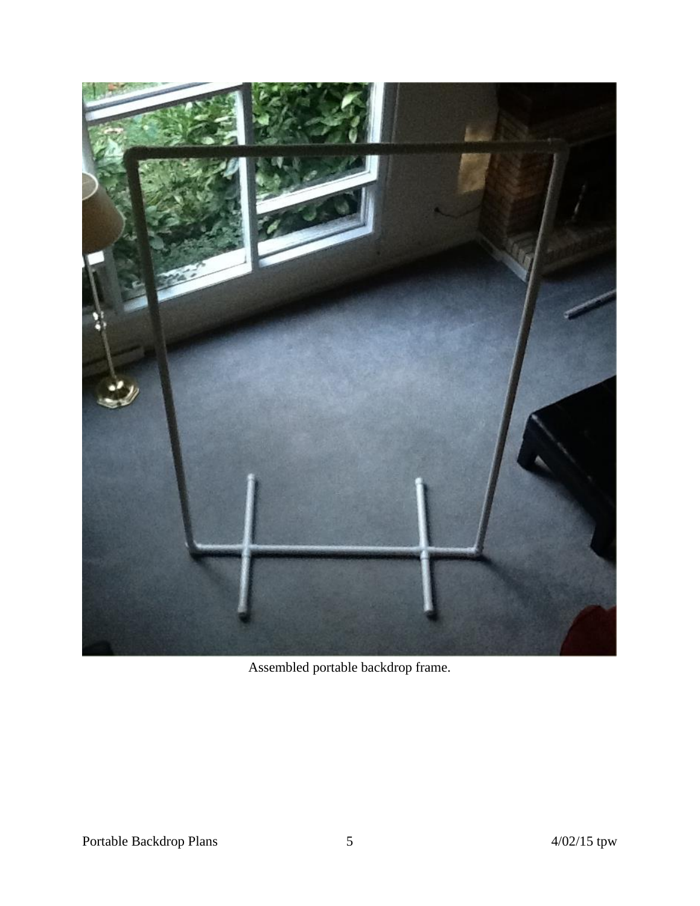Assembled portable backdrop frame.